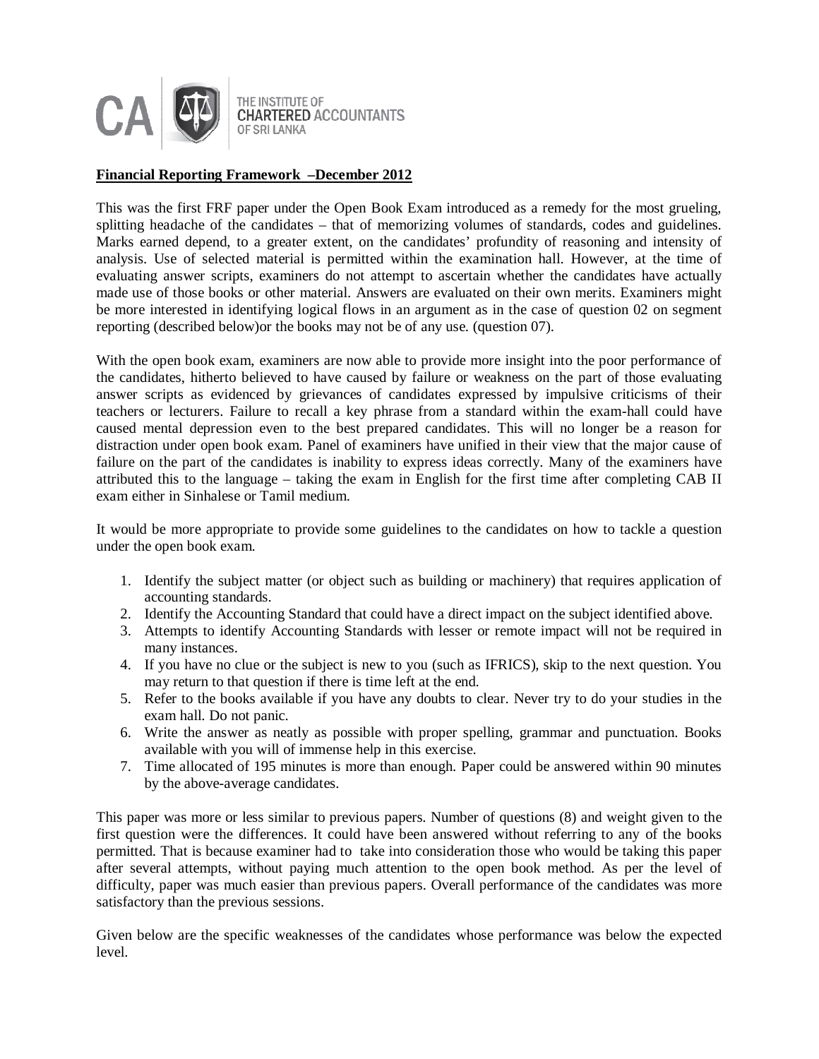THE INSTITUTE OF CHARTERED ACCOUNTANTS OF SRI LANKA

**Financial Reporting Framework –December 2012**

This was the first FRF paper under the Open Book Exam introduced as a remedy for the most grueling, splitting headache of the candidates – that of memorizing volumes of standards, codes and guidelines. Marks earned depend, to a greater extent, on the candidates' profundity of reasoning and intensity of analysis. Use of selected material is permitted within the examination hall. However, at the time of evaluating answer scripts, examiners do not attempt to ascertain whether the candidates have actually made use of those books or other material. Answers are evaluated on their own merits. Examiners might be more interested in identifying logical flows in an argument as in the case of question 02 on segment reporting (described below)or the books may not be of any use. (question 07).

With the open book exam, examiners are now able to provide more insight into the poor performance of the candidates, hitherto believed to have caused by failure or weakness on the part of those evaluating answer scripts as evidenced by grievances of candidates expressed by impulsive criticisms of their teachers or lecturers. Failure to recall a key phrase from a standard within the exam-hall could have caused mental depression even to the best prepared candidates. This will no longer be a reason for distraction under open book exam. Panel of examiners have unified in their view that the major cause of failure on the part of the candidates is inability to express ideas correctly. Many of the examiners have attributed this to the language – taking the exam in English for the first time after completing CAB II exam either in Sinhalese or Tamil medium.

It would be more appropriate to provide some guidelines to the candidates on how to tackle a question under the open book exam.

1. Identify the subject matter (or object such as building or machinery) that requires application of accounting standards.
2. Identify the Accounting Standard that could have a direct impact on the subject identified above.
3. Attempts to identify Accounting Standards with lesser or remote impact will not be required in many instances.
4. If you have no clue or the subject is new to you (such as IFRICS), skip to the next question. You may return to that question if there is time left at the end.
5. Refer to the books available if you have any doubts to clear. Never try to do your studies in the exam hall. Do not panic.
6. Write the answer as neatly as possible with proper spelling, grammar and punctuation. Books available with you will of immense help in this exercise.
7. Time allocated of 195 minutes is more than enough. Paper could be answered within 90 minutes by the above-average candidates.

This paper was more or less similar to previous papers. Number of questions (8) and weight given to the first question were the differences. It could have been answered without referring to any of the books permitted. That is because examiner had to take into consideration those who would be taking this paper after several attempts, without paying much attention to the open book method. As per the level of difficulty, paper was much easier than previous papers. Overall performance of the candidates was more satisfactory than the previous sessions.

Given below are the specific weaknesses of the candidates whose performance was below the expected level.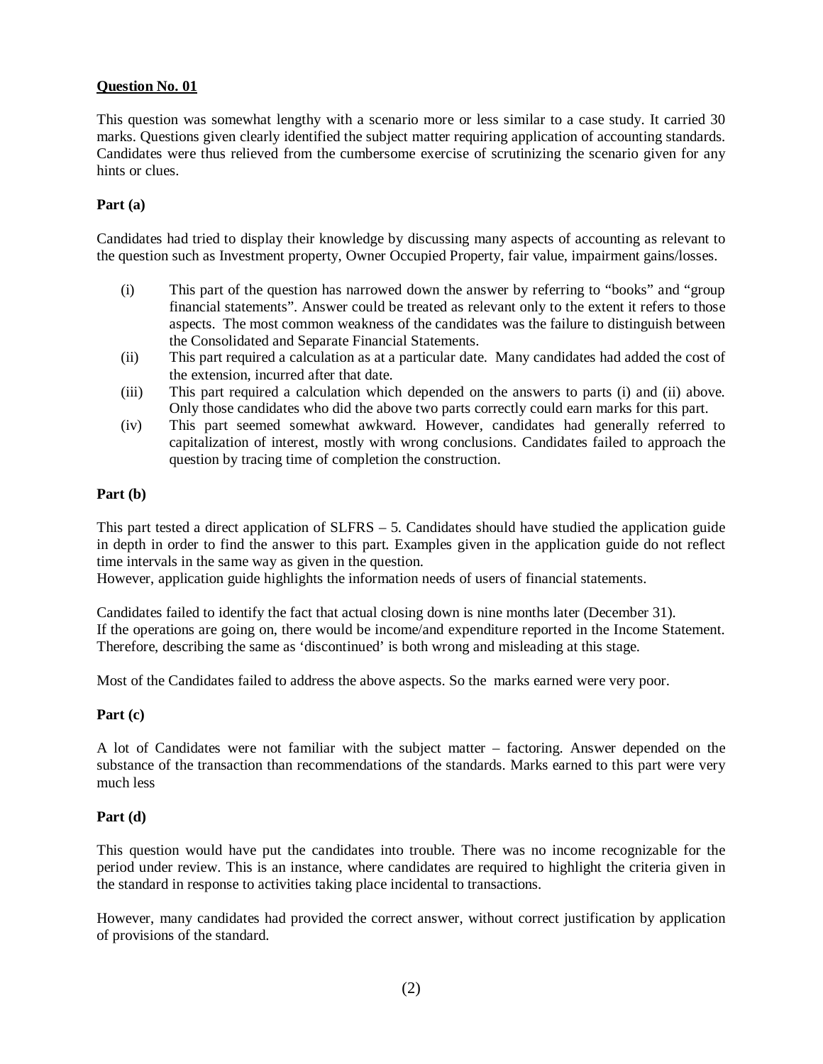**Question No. 01**

This question was somewhat lengthy with a scenario more or less similar to a case study. It carried 30 marks. Questions given clearly identified the subject matter requiring application of accounting standards. Candidates were thus relieved from the cumbersome exercise of scrutinizing the scenario given for any hints or clues.

**Part (a)**

Candidates had tried to display their knowledge by discussing many aspects of accounting as relevant to the question such as Investment property, Owner Occupied Property, fair value, impairment gains/losses.

(i) This part of the question has narrowed down the answer by referring to "books" and "group financial statements". Answer could be treated as relevant only to the extent it refers to those aspects. The most common weakness of the candidates was the failure to distinguish between the Consolidated and Separate Financial Statements.

(ii) This part required a calculation as at a particular date. Many candidates had added the cost of the extension, incurred after that date.

(iii) This part required a calculation which depended on the answers to parts (i) and (ii) above. Only those candidates who did the above two parts correctly could earn marks for this part.

(iv) This part seemed somewhat awkward. However, candidates had generally referred to capitalization of interest, mostly with wrong conclusions. Candidates failed to approach the question by tracing time of completion the construction.

**Part (b)**

This part tested a direct application of SLFRS – 5. Candidates should have studied the application guide in depth in order to find the answer to this part. Examples given in the application guide do not reflect time intervals in the same way as given in the question.
However, application guide highlights the information needs of users of financial statements.

Candidates failed to identify the fact that actual closing down is nine months later (December 31).
If the operations are going on, there would be income/and expenditure reported in the Income Statement. Therefore, describing the same as 'discontinued' is both wrong and misleading at this stage.

Most of the Candidates failed to address the above aspects. So the marks earned were very poor.

**Part (c)**

A lot of Candidates were not familiar with the subject matter – factoring. Answer depended on the substance of the transaction than recommendations of the standards. Marks earned to this part were very much less

**Part (d)**

This question would have put the candidates into trouble. There was no income recognizable for the period under review. This is an instance, where candidates are required to highlight the criteria given in the standard in response to activities taking place incidental to transactions.

However, many candidates had provided the correct answer, without correct justification by application of provisions of the standard.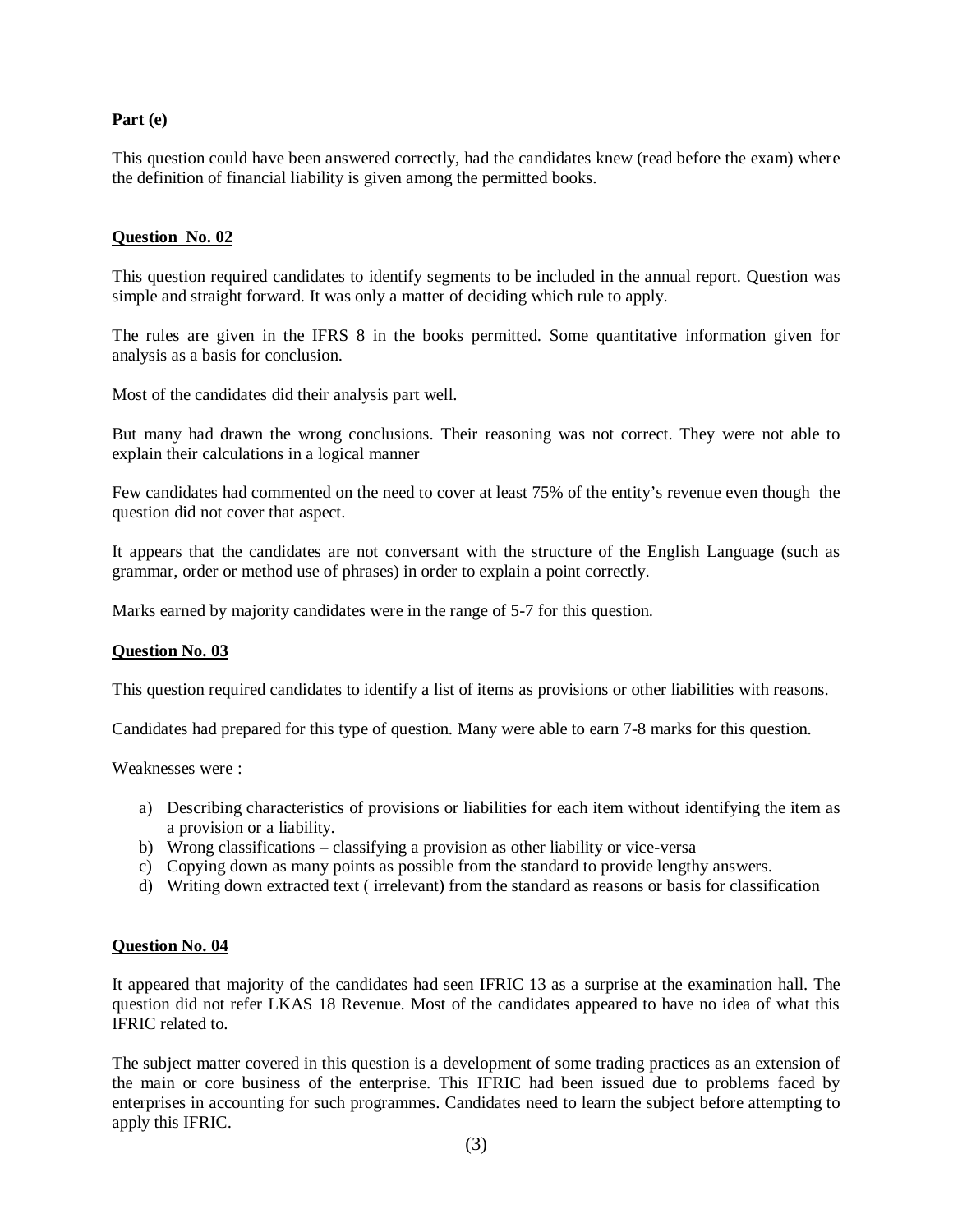**Part (e)**

This question could have been answered correctly, had the candidates knew (read before the exam) where the definition of financial liability is given among the permitted books.

**Question No. 02**

This question required candidates to identify segments to be included in the annual report. Question was simple and straight forward. It was only a matter of deciding which rule to apply.

The rules are given in the IFRS 8 in the books permitted. Some quantitative information given for analysis as a basis for conclusion.

Most of the candidates did their analysis part well.

But many had drawn the wrong conclusions. Their reasoning was not correct. They were not able to explain their calculations in a logical manner

Few candidates had commented on the need to cover at least 75% of the entity's revenue even though the question did not cover that aspect.

It appears that the candidates are not conversant with the structure of the English Language (such as grammar, order or method use of phrases) in order to explain a point correctly.

Marks earned by majority candidates were in the range of 5-7 for this question.

**Question No. 03**

This question required candidates to identify a list of items as provisions or other liabilities with reasons.

Candidates had prepared for this type of question. Many were able to earn 7-8 marks for this question.

Weaknesses were :

a) Describing characteristics of provisions or liabilities for each item without identifying the item as a provision or a liability.
b) Wrong classifications – classifying a provision as other liability or vice-versa
c) Copying down as many points as possible from the standard to provide lengthy answers.
d) Writing down extracted text ( irrelevant) from the standard as reasons or basis for classification

**Question No. 04**

It appeared that majority of the candidates had seen IFRIC 13 as a surprise at the examination hall. The question did not refer LKAS 18 Revenue. Most of the candidates appeared to have no idea of what this IFRIC related to.

The subject matter covered in this question is a development of some trading practices as an extension of the main or core business of the enterprise. This IFRIC had been issued due to problems faced by enterprises in accounting for such programmes. Candidates need to learn the subject before attempting to apply this IFRIC.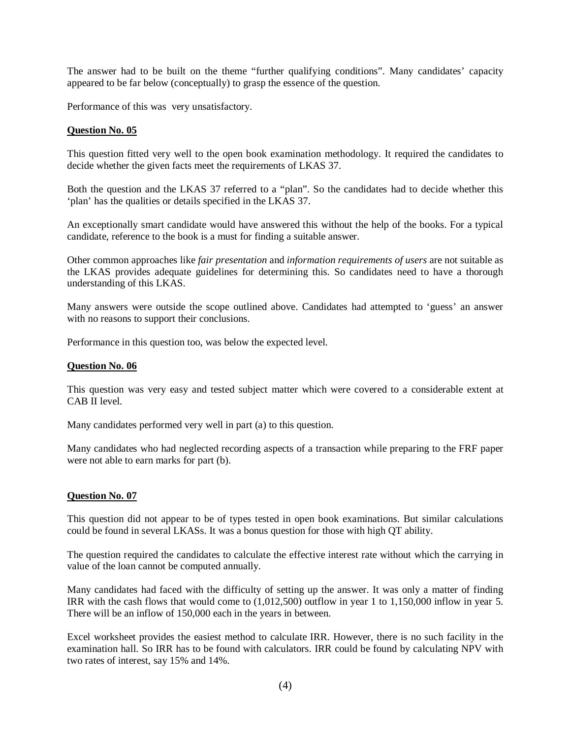The answer had to be built on the theme "further qualifying conditions". Many candidates' capacity appeared to be far below (conceptually) to grasp the essence of the question.

Performance of this was very unsatisfactory.

**Question No. 05**

This question fitted very well to the open book examination methodology. It required the candidates to decide whether the given facts meet the requirements of LKAS 37.

Both the question and the LKAS 37 referred to a "plan". So the candidates had to decide whether this 'plan' has the qualities or details specified in the LKAS 37.

An exceptionally smart candidate would have answered this without the help of the books. For a typical candidate, reference to the book is a must for finding a suitable answer.

Other common approaches like *fair presentation* and *information requirements of users* are not suitable as the LKAS provides adequate guidelines for determining this. So candidates need to have a thorough understanding of this LKAS.

Many answers were outside the scope outlined above. Candidates had attempted to 'guess' an answer with no reasons to support their conclusions.

Performance in this question too, was below the expected level.

**Question No. 06**

This question was very easy and tested subject matter which were covered to a considerable extent at CAB II level.

Many candidates performed very well in part (a) to this question.

Many candidates who had neglected recording aspects of a transaction while preparing to the FRF paper were not able to earn marks for part (b).

**Question No. 07**

This question did not appear to be of types tested in open book examinations. But similar calculations could be found in several LKASs. It was a bonus question for those with high QT ability.

The question required the candidates to calculate the effective interest rate without which the carrying in value of the loan cannot be computed annually.

Many candidates had faced with the difficulty of setting up the answer. It was only a matter of finding IRR with the cash flows that would come to (1,012,500) outflow in year 1 to 1,150,000 inflow in year 5. There will be an inflow of 150,000 each in the years in between.

Excel worksheet provides the easiest method to calculate IRR. However, there is no such facility in the examination hall. So IRR has to be found with calculators. IRR could be found by calculating NPV with two rates of interest, say 15% and 14%.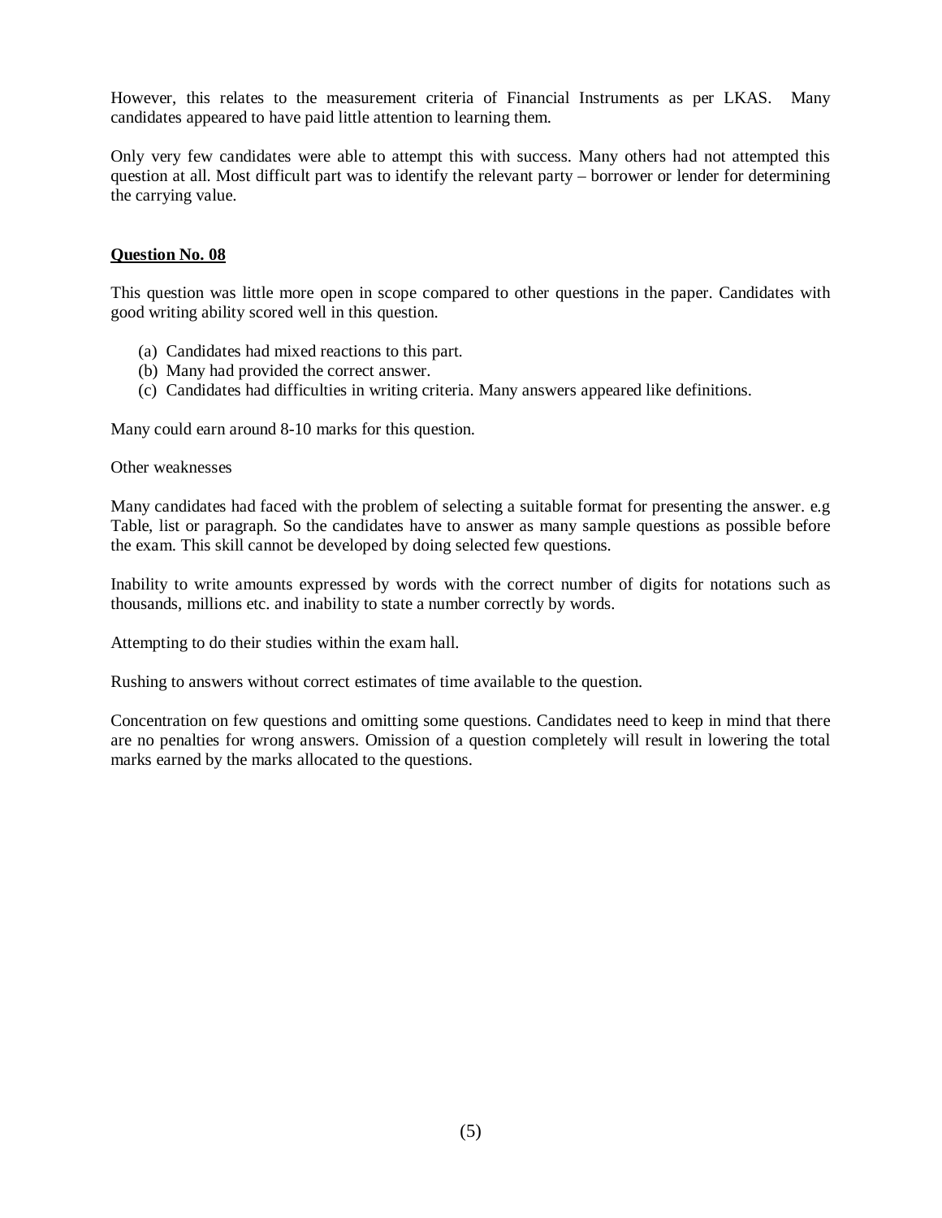However, this relates to the measurement criteria of Financial Instruments as per LKAS. Many candidates appeared to have paid little attention to learning them.

Only very few candidates were able to attempt this with success. Many others had not attempted this question at all. Most difficult part was to identify the relevant party – borrower or lender for determining the carrying value.

**Question No. 08**

This question was little more open in scope compared to other questions in the paper. Candidates with good writing ability scored well in this question.

(a) Candidates had mixed reactions to this part.
(b) Many had provided the correct answer.
(c) Candidates had difficulties in writing criteria. Many answers appeared like definitions.

Many could earn around 8-10 marks for this question.

Other weaknesses

Many candidates had faced with the problem of selecting a suitable format for presenting the answer. e.g Table, list or paragraph. So the candidates have to answer as many sample questions as possible before the exam. This skill cannot be developed by doing selected few questions.

Inability to write amounts expressed by words with the correct number of digits for notations such as thousands, millions etc. and inability to state a number correctly by words.

Attempting to do their studies within the exam hall.

Rushing to answers without correct estimates of time available to the question.

Concentration on few questions and omitting some questions. Candidates need to keep in mind that there are no penalties for wrong answers. Omission of a question completely will result in lowering the total marks earned by the marks allocated to the questions.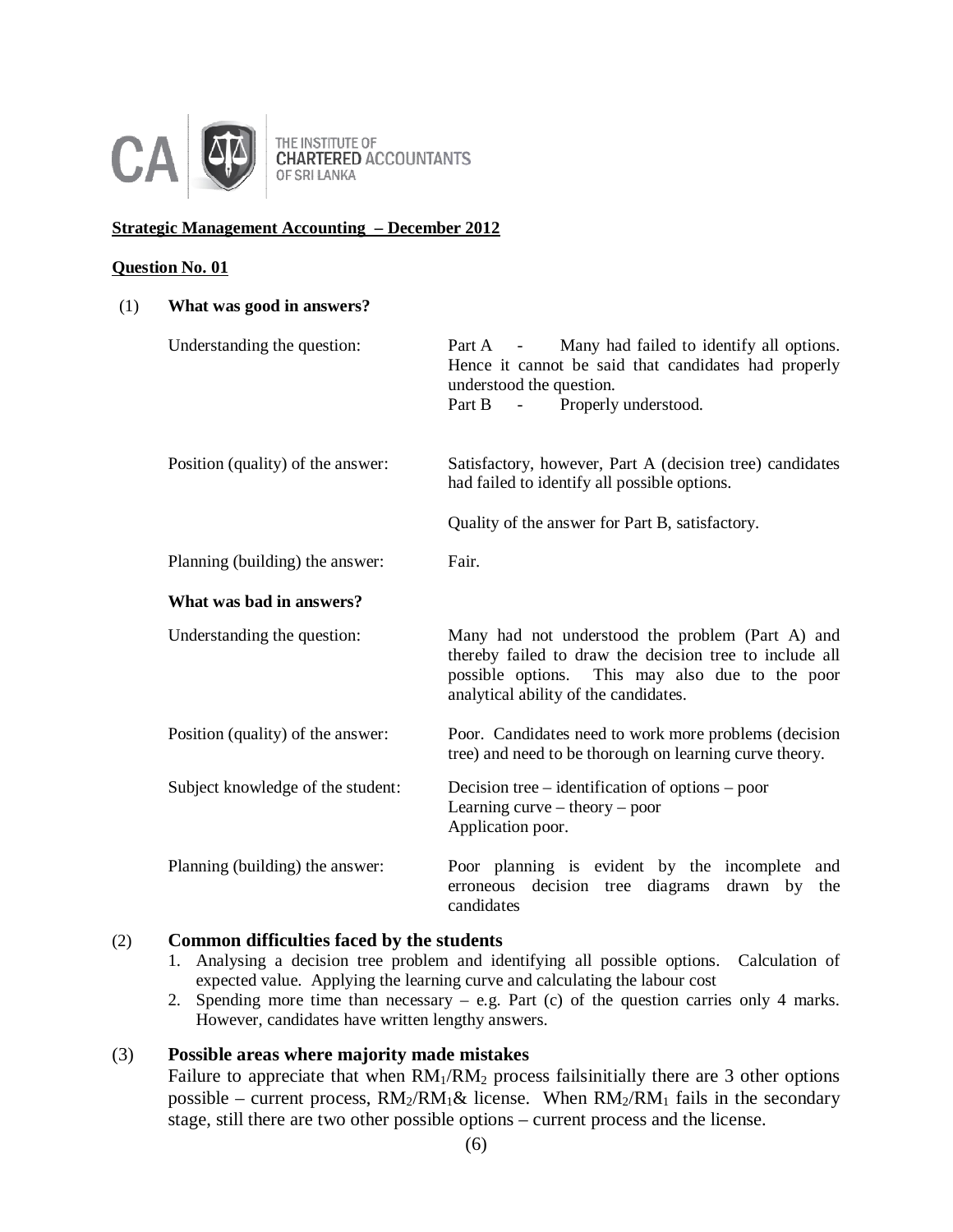**Strategic Management Accounting – December 2012**

**Question No. 01**

(1) **What was good in answers?**

| | |
|---|---|
| Understanding the question: | Part A - Many had failed to identify all options. Hence it cannot be said that candidates had properly understood the question. Part B - Properly understood. |
| Position (quality) of the answer: | Satisfactory, however, Part A (decision tree) candidates had failed to identify all possible options. Quality of the answer for Part B, satisfactory. |
| Planning (building) the answer: | Fair. |

**What was bad in answers?**

| | |
|---|---|
| Understanding the question: | Many had not understood the problem (Part A) and thereby failed to draw the decision tree to include all possible options. This may also due to the poor analytical ability of the candidates. |
| Position (quality) of the answer: | Poor. Candidates need to work more problems (decision tree) and need to be thorough on learning curve theory. |
| Subject knowledge of the student: | Decision tree – identification of options – poor<br>Learning curve – theory – poor<br>Application poor. |
| Planning (building) the answer: | Poor planning is evident by the incomplete and erroneous decision tree diagrams drawn by the candidates |

(2) **Common difficulties faced by the students**

1. Analysing a decision tree problem and identifying all possible options. Calculation of expected value. Applying the learning curve and calculating the labour cost
2. Spending more time than necessary – e.g. Part (c) of the question carries only 4 marks. However, candidates have written lengthy answers.

(3) **Possible areas where majority made mistakes**

Failure to appreciate that when $RM_1/RM_2$ process failsinitially there are 3 other options possible – current process, $RM_2/RM_1$& license. When $RM_2/RM_1$ fails in the secondary stage, still there are two other possible options – current process and the license.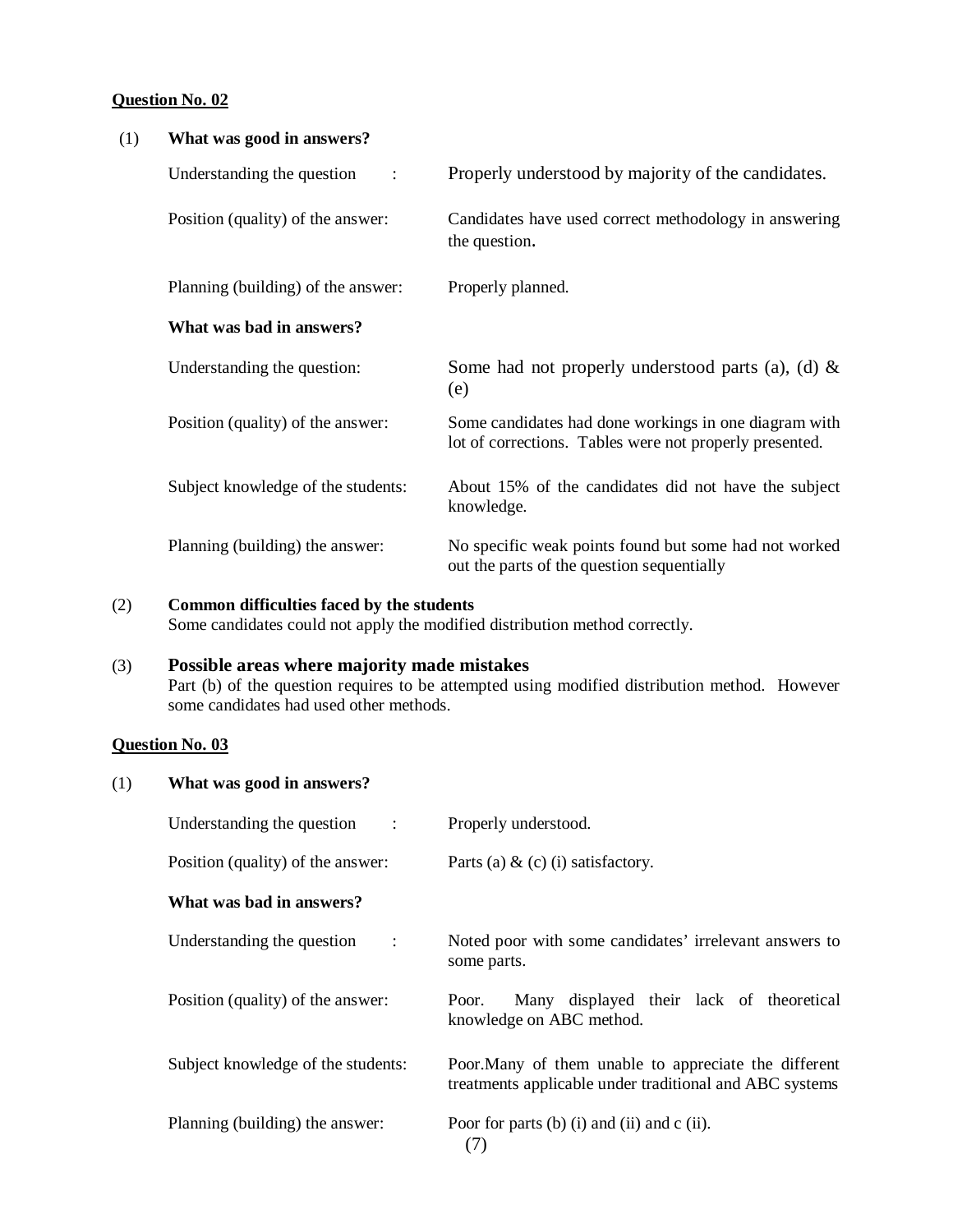**Question No. 02**

(1) **What was good in answers?**

| | |
|---|---|
| Understanding the question : | Properly understood by majority of the candidates. |
| Position (quality) of the answer: | Candidates have used correct methodology in answering the question. |
| Planning (building) of the answer: | Properly planned. |

**What was bad in answers?**

| | |
|---|---|
| Understanding the question: | Some had not properly understood parts (a), (d) & (e) |
| Position (quality) of the answer: | Some candidates had done workings in one diagram with lot of corrections. Tables were not properly presented. |
| Subject knowledge of the students: | About 15% of the candidates did not have the subject knowledge. |
| Planning (building) the answer: | No specific weak points found but some had not worked out the parts of the question sequentially |

(2) **Common difficulties faced by the students**
Some candidates could not apply the modified distribution method correctly.

(3) **Possible areas where majority made mistakes**
Part (b) of the question requires to be attempted using modified distribution method. However some candidates had used other methods.

**Question No. 03**

(1) **What was good in answers?**

| | |
|---|---|
| Understanding the question : | Properly understood. |
| Position (quality) of the answer: | Parts (a) & (c) (i) satisfactory. |

**What was bad in answers?**

| | |
|---|---|
| Understanding the question : | Noted poor with some candidates' irrelevant answers to some parts. |
| Position (quality) of the answer: | Poor. Many displayed their lack of theoretical knowledge on ABC method. |
| Subject knowledge of the students: | Poor.Many of them unable to appreciate the different treatments applicable under traditional and ABC systems |
| Planning (building) the answer: | Poor for parts (b) (i) and (ii) and c (ii). |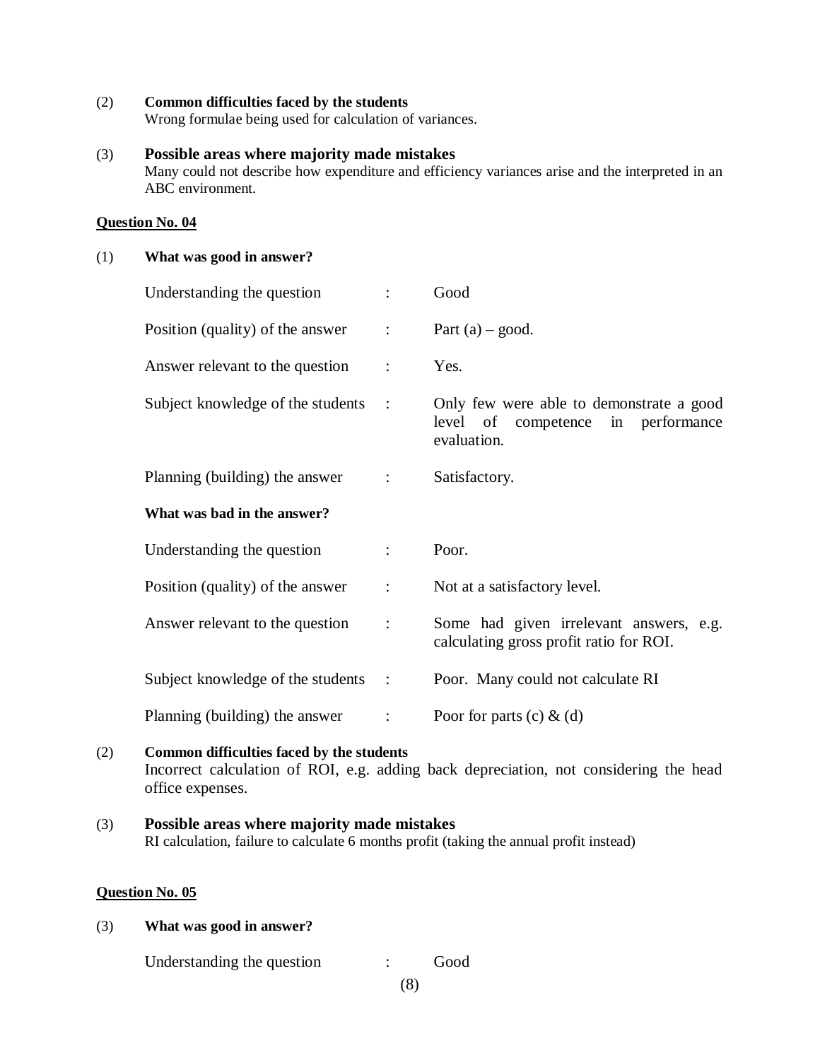(2) **Common difficulties faced by the students**
Wrong formulae being used for calculation of variances.

(3) **Possible areas where majority made mistakes**
Many could not describe how expenditure and efficiency variances arise and the interpreted in an ABC environment.

**Question No. 04**

(1) **What was good in answer?**

| | | |
|---|---|---|
| Understanding the question | : | Good |
| Position (quality) of the answer | : | Part (a) – good. |
| Answer relevant to the question | : | Yes. |
| Subject knowledge of the students | : | Only few were able to demonstrate a good level of competence in performance evaluation. |
| Planning (building) the answer | : | Satisfactory. |

**What was bad in the answer?**

| | | |
|---|---|---|
| Understanding the question | : | Poor. |
| Position (quality) of the answer | : | Not at a satisfactory level. |
| Answer relevant to the question | : | Some had given irrelevant answers, e.g. calculating gross profit ratio for ROI. |
| Subject knowledge of the students | : | Poor. Many could not calculate RI |
| Planning (building) the answer | : | Poor for parts (c) & (d) |

(2) **Common difficulties faced by the students**
Incorrect calculation of ROI, e.g. adding back depreciation, not considering the head office expenses.

(3) **Possible areas where majority made mistakes**
RI calculation, failure to calculate 6 months profit (taking the annual profit instead)

**Question No. 05**

(3) **What was good in answer?**

| | | |
|---|---|---|
| Understanding the question | : | Good |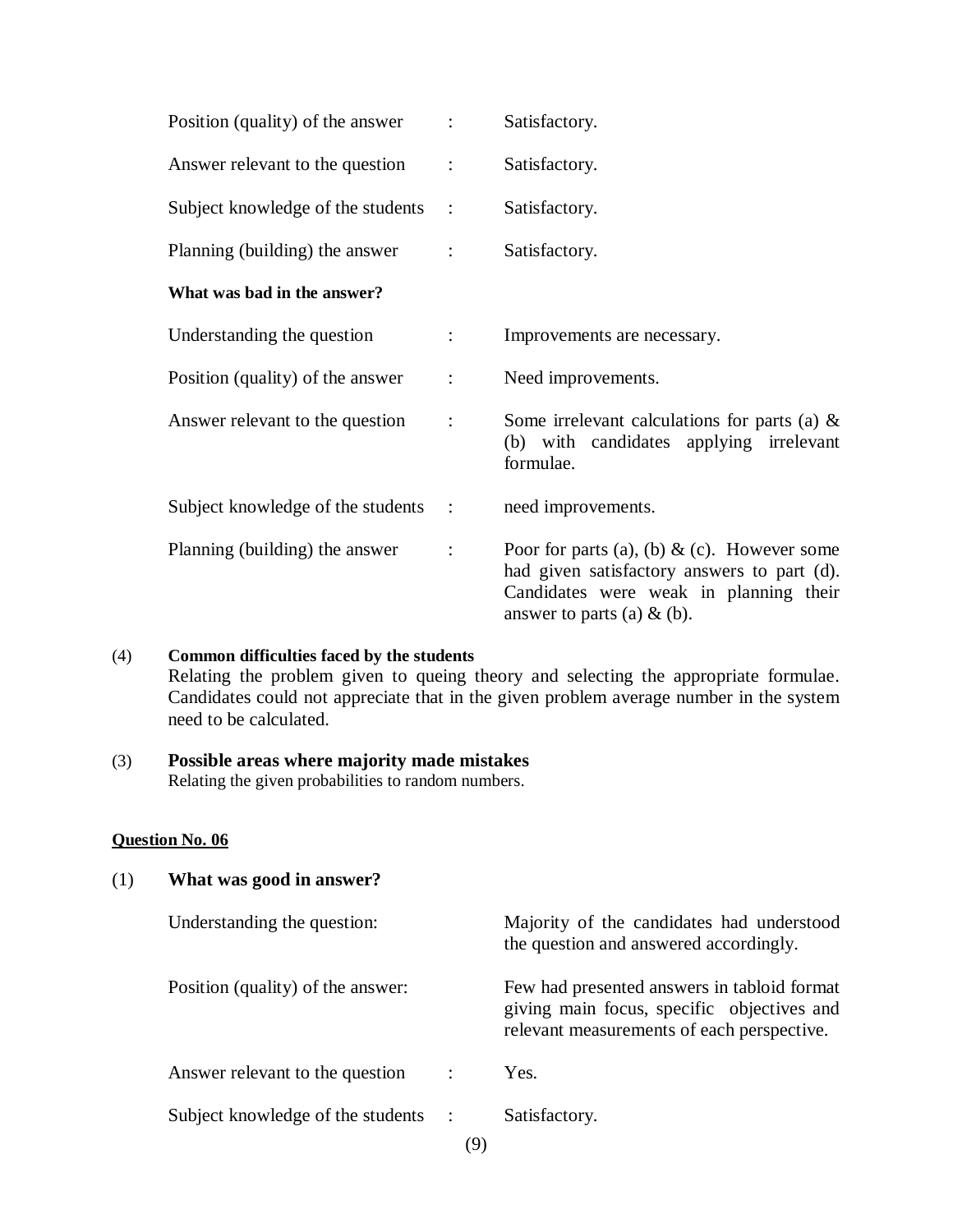| | | |
|---|---|---|
| Position (quality) of the answer | : | Satisfactory. |
| Answer relevant to the question | : | Satisfactory. |
| Subject knowledge of the students | : | Satisfactory. |
| Planning (building) the answer | : | Satisfactory. |

**What was bad in the answer?**

| | | |
|---|---|---|
| Understanding the question | : | Improvements are necessary. |
| Position (quality) of the answer | : | Need improvements. |
| Answer relevant to the question | : | Some irrelevant calculations for parts (a) & (b) with candidates applying irrelevant formulae. |
| Subject knowledge of the students | : | need improvements. |
| Planning (building) the answer | : | Poor for parts (a), (b) & (c). However some had given satisfactory answers to part (d). Candidates were weak in planning their answer to parts (a) & (b). |

(4) **Common difficulties faced by the students**

Relating the problem given to queing theory and selecting the appropriate formulae. Candidates could not appreciate that in the given problem average number in the system need to be calculated.

(3) **Possible areas where majority made mistakes**

Relating the given probabilities to random numbers.

**Question No. 06**

(1) **What was good in answer?**

| | | |
|---|---|---|
| Understanding the question: | | Majority of the candidates had understood the question and answered accordingly. |
| Position (quality) of the answer: | | Few had presented answers in tabloid format giving main focus, specific objectives and relevant measurements of each perspective. |
| Answer relevant to the question | : | Yes. |
| Subject knowledge of the students | : | Satisfactory. |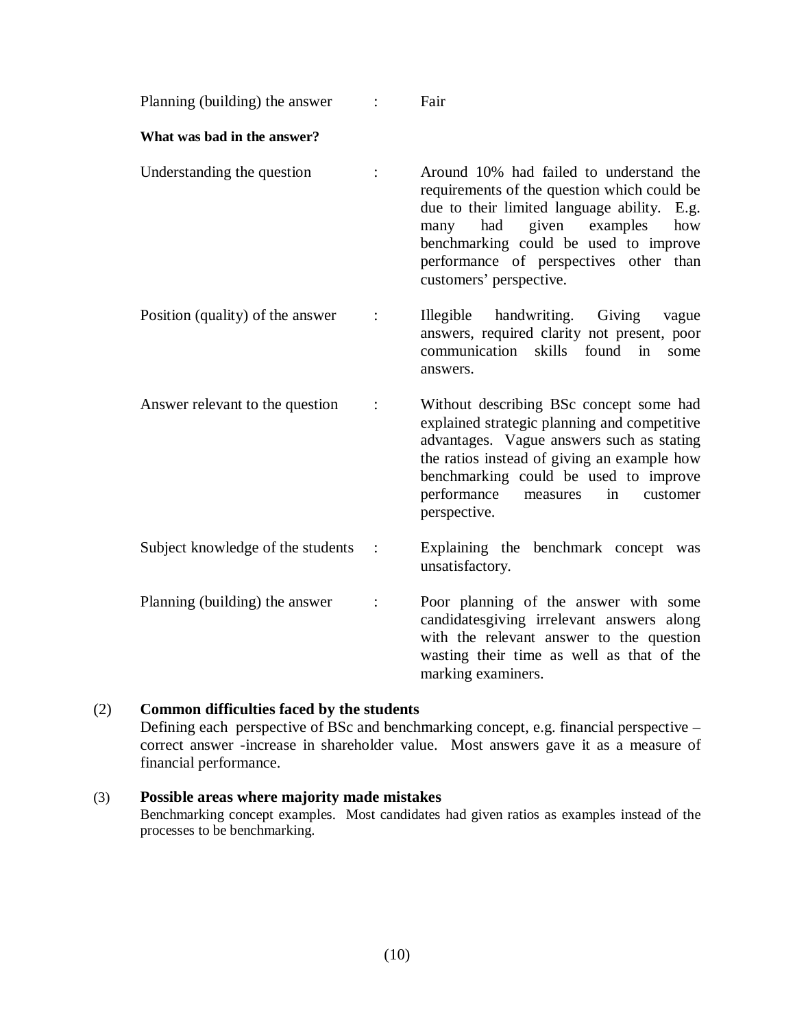Planning (building) the answer : Fair

**What was bad in the answer?**

| | | |
|---|---|---|
| Understanding the question | : | Around 10% had failed to understand the requirements of the question which could be due to their limited language ability. E.g. many had given examples how benchmarking could be used to improve performance of perspectives other than customers' perspective. |
| Position (quality) of the answer | : | Illegible handwriting. Giving vague answers, required clarity not present, poor communication skills found in some answers. |
| Answer relevant to the question | : | Without describing BSc concept some had explained strategic planning and competitive advantages. Vague answers such as stating the ratios instead of giving an example how benchmarking could be used to improve performance measures in customer perspective. |
| Subject knowledge of the students | : | Explaining the benchmark concept was unsatisfactory. |
| Planning (building) the answer | : | Poor planning of the answer with some candidatesgiving irrelevant answers along with the relevant answer to the question wasting their time as well as that of the marking examiners. |

(2) **Common difficulties faced by the students**

Defining each perspective of BSc and benchmarking concept, e.g. financial perspective – correct answer -increase in shareholder value. Most answers gave it as a measure of financial performance.

(3) **Possible areas where majority made mistakes**

Benchmarking concept examples. Most candidates had given ratios as examples instead of the processes to be benchmarking.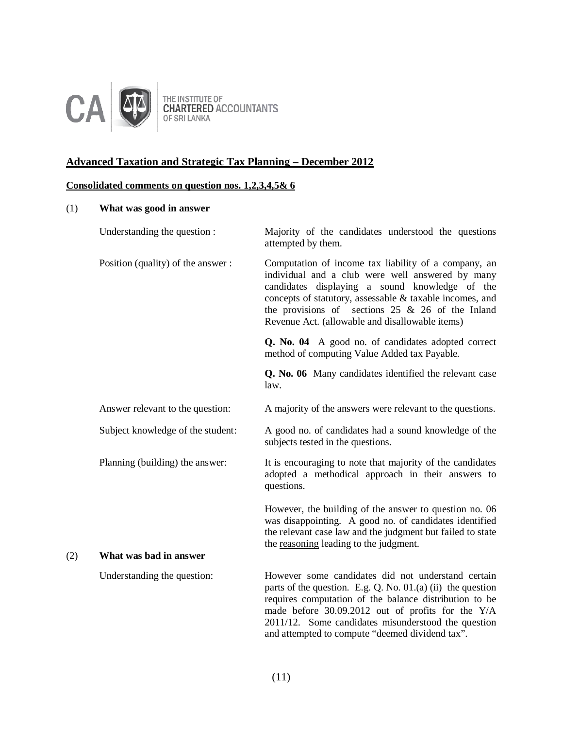THE INSTITUTE OF CHARTERED ACCOUNTANTS OF SRI LANKA

## Advanced Taxation and Strategic Tax Planning – December 2012

**Consolidated comments on question nos. 1,2,3,4,5& 6**

(1) **What was good in answer**

| | |
|---|---|
| Understanding the question : | Majority of the candidates understood the questions attempted by them. |
| Position (quality) of the answer : | Computation of income tax liability of a company, an individual and a club were well answered by many candidates displaying a sound knowledge of the concepts of statutory, assessable & taxable incomes, and the provisions of sections 25 & 26 of the Inland Revenue Act. (allowable and disallowable items)<br><br>**Q. No. 04** A good no. of candidates adopted correct method of computing Value Added tax Payable.<br><br>**Q. No. 06** Many candidates identified the relevant case law. |
| Answer relevant to the question: | A majority of the answers were relevant to the questions. |
| Subject knowledge of the student: | A good no. of candidates had a sound knowledge of the subjects tested in the questions. |
| Planning (building) the answer: | It is encouraging to note that majority of the candidates adopted a methodical approach in their answers to questions.<br><br>However, the building of the answer to question no. 06 was disappointing. A good no. of candidates identified the relevant case law and the judgment but failed to state the reasoning leading to the judgment. |

(2) **What was bad in answer**

| | |
|---|---|
| Understanding the question: | However some candidates did not understand certain parts of the question. E.g. Q. No. 01.(a) (ii) the question requires computation of the balance distribution to be made before 30.09.2012 out of profits for the Y/A 2011/12. Some candidates misunderstood the question and attempted to compute "deemed dividend tax". |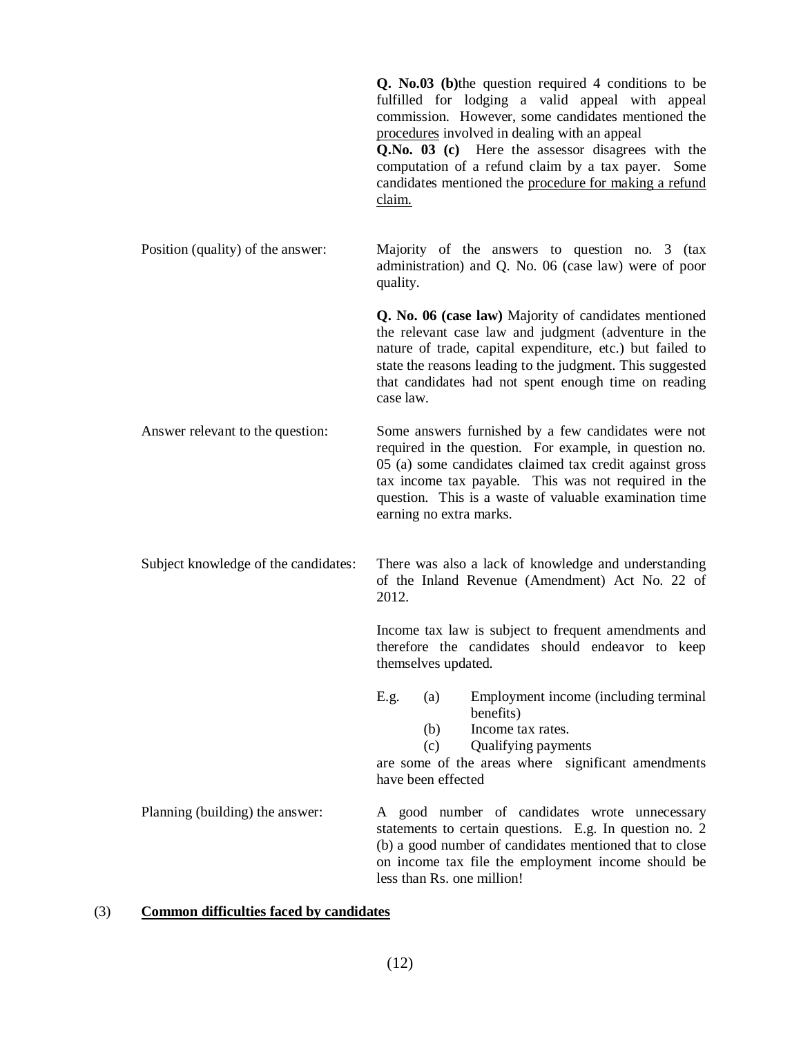| | |
|---|---|
| | **Q. No.03 (b)**the question required 4 conditions to be fulfilled for lodging a valid appeal with appeal commission. However, some candidates mentioned the <u>procedures</u> involved in dealing with an appeal<br>**Q.No. 03 (c)** Here the assessor disagrees with the computation of a refund claim by a tax payer. Some candidates mentioned the <u>procedure for making a refund claim.</u> |
| Position (quality) of the answer: | Majority of the answers to question no. 3 (tax administration) and Q. No. 06 (case law) were of poor quality.<br><br>**Q. No. 06 (case law)** Majority of candidates mentioned the relevant case law and judgment (adventure in the nature of trade, capital expenditure, etc.) but failed to state the reasons leading to the judgment. This suggested that candidates had not spent enough time on reading case law. |
| Answer relevant to the question: | Some answers furnished by a few candidates were not required in the question. For example, in question no. 05 (a) some candidates claimed tax credit against gross tax income tax payable. This was not required in the question. This is a waste of valuable examination time earning no extra marks. |
| Subject knowledge of the candidates: | There was also a lack of knowledge and understanding of the Inland Revenue (Amendment) Act No. 22 of 2012.<br><br>Income tax law is subject to frequent amendments and therefore the candidates should endeavor to keep themselves updated.<br><br>E.g. (a) Employment income (including terminal benefits)<br>(b) Income tax rates.<br>(c) Qualifying payments<br>are some of the areas where significant amendments have been effected |
| Planning (building) the answer: | A good number of candidates wrote unnecessary statements to certain questions. E.g. In question no. 2 (b) a good number of candidates mentioned that to close on income tax file the employment income should be less than Rs. one million! |

(3) **<u>Common difficulties faced by candidates</u>**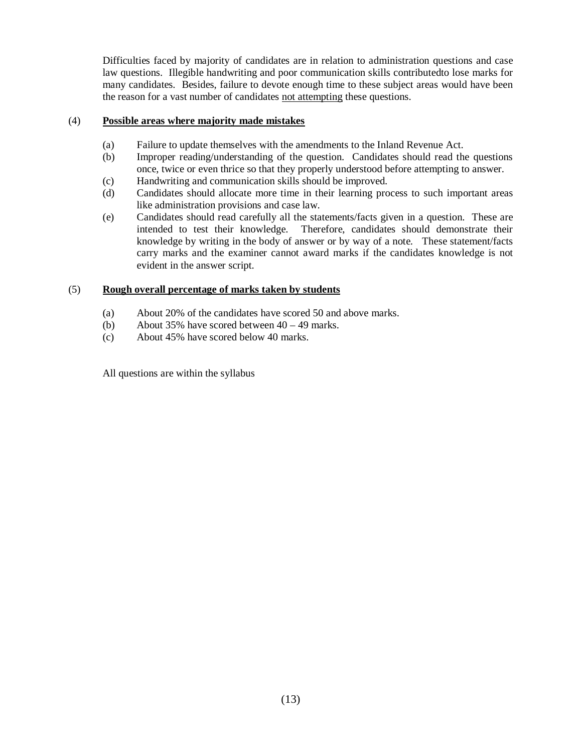Difficulties faced by majority of candidates are in relation to administration questions and case law questions. Illegible handwriting and poor communication skills contributedto lose marks for many candidates. Besides, failure to devote enough time to these subject areas would have been the reason for a vast number of candidates not attempting these questions.

(4) **Possible areas where majority made mistakes**

(a) Failure to update themselves with the amendments to the Inland Revenue Act.

(b) Improper reading/understanding of the question. Candidates should read the questions once, twice or even thrice so that they properly understood before attempting to answer.

(c) Handwriting and communication skills should be improved.

(d) Candidates should allocate more time in their learning process to such important areas like administration provisions and case law.

(e) Candidates should read carefully all the statements/facts given in a question. These are intended to test their knowledge. Therefore, candidates should demonstrate their knowledge by writing in the body of answer or by way of a note. These statement/facts carry marks and the examiner cannot award marks if the candidates knowledge is not evident in the answer script.

(5) **Rough overall percentage of marks taken by students**

(a) About 20% of the candidates have scored 50 and above marks.

(b) About 35% have scored between 40 – 49 marks.

(c) About 45% have scored below 40 marks.

All questions are within the syllabus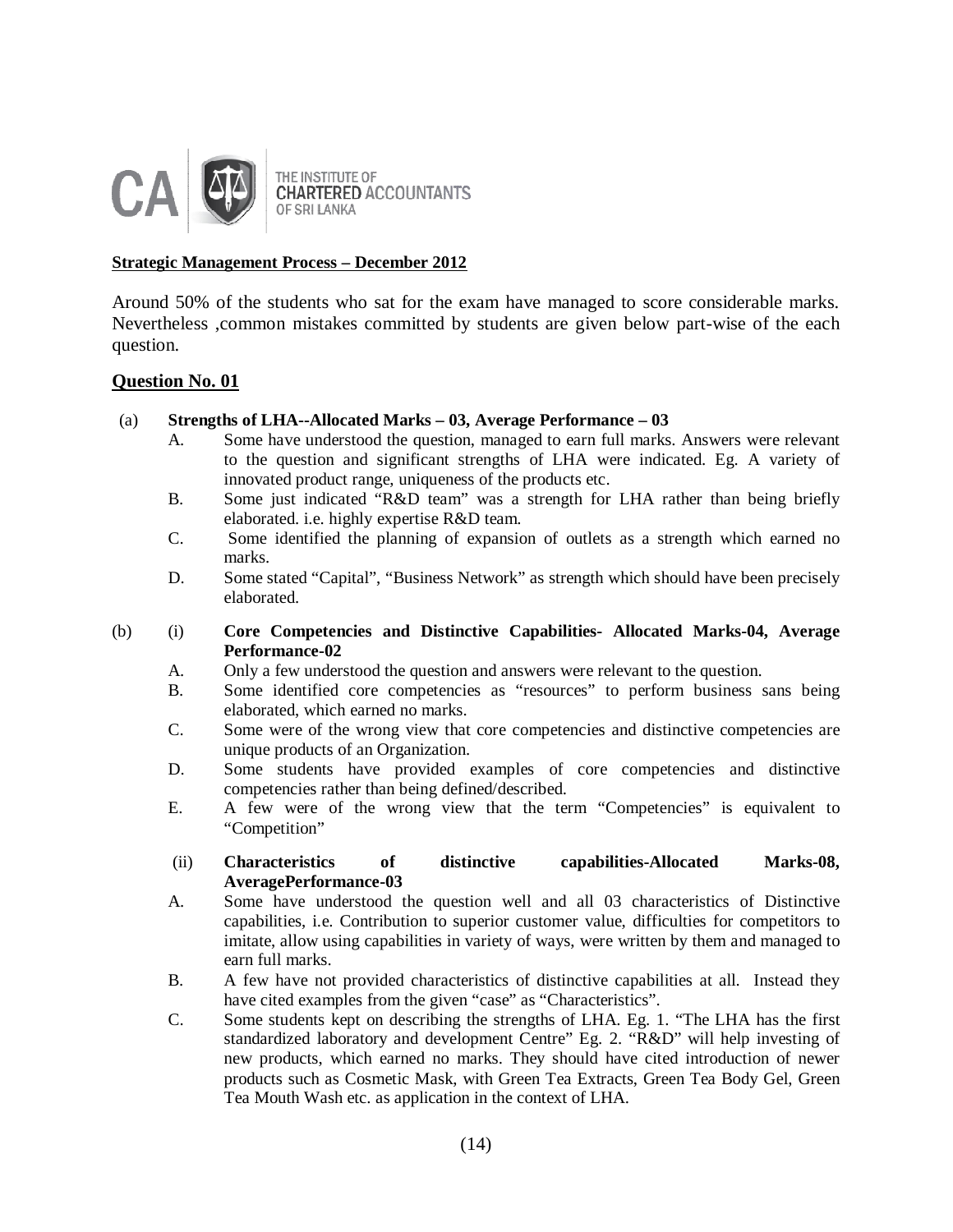THE INSTITUTE OF CHARTERED ACCOUNTANTS OF SRI LANKA

**Strategic Management Process – December 2012**

Around 50% of the students who sat for the exam have managed to score considerable marks. Nevertheless ,common mistakes committed by students are given below part-wise of the each question.

**Question No. 01**

(a) **Strengths of LHA--Allocated Marks – 03, Average Performance – 03**

A. Some have understood the question, managed to earn full marks. Answers were relevant to the question and significant strengths of LHA were indicated. Eg. A variety of innovated product range, uniqueness of the products etc.

B. Some just indicated "R&D team" was a strength for LHA rather than being briefly elaborated. i.e. highly expertise R&D team.

C. Some identified the planning of expansion of outlets as a strength which earned no marks.

D. Some stated "Capital", "Business Network" as strength which should have been precisely elaborated.

(b) (i) **Core Competencies and Distinctive Capabilities- Allocated Marks-04, Average Performance-02**

A. Only a few understood the question and answers were relevant to the question.

B. Some identified core competencies as "resources" to perform business sans being elaborated, which earned no marks.

C. Some were of the wrong view that core competencies and distinctive competencies are unique products of an Organization.

D. Some students have provided examples of core competencies and distinctive competencies rather than being defined/described.

E. A few were of the wrong view that the term "Competencies" is equivalent to "Competition"

(ii) **Characteristics of distinctive capabilities-Allocated Marks-08, AveragePerformance-03**

A. Some have understood the question well and all 03 characteristics of Distinctive capabilities, i.e. Contribution to superior customer value, difficulties for competitors to imitate, allow using capabilities in variety of ways, were written by them and managed to earn full marks.

B. A few have not provided characteristics of distinctive capabilities at all. Instead they have cited examples from the given "case" as "Characteristics".

C. Some students kept on describing the strengths of LHA. Eg. 1. "The LHA has the first standardized laboratory and development Centre" Eg. 2. "R&D" will help investing of new products, which earned no marks. They should have cited introduction of newer products such as Cosmetic Mask, with Green Tea Extracts, Green Tea Body Gel, Green Tea Mouth Wash etc. as application in the context of LHA.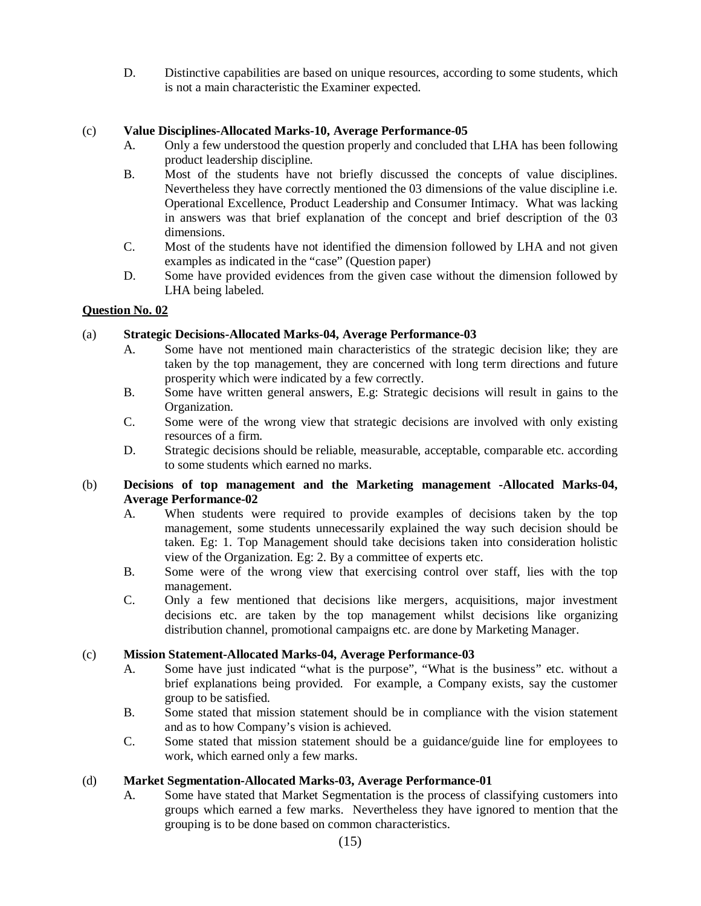D. Distinctive capabilities are based on unique resources, according to some students, which is not a main characteristic the Examiner expected.

(c) **Value Disciplines-Allocated Marks-10, Average Performance-05**

A. Only a few understood the question properly and concluded that LHA has been following product leadership discipline.

B. Most of the students have not briefly discussed the concepts of value disciplines. Nevertheless they have correctly mentioned the 03 dimensions of the value discipline i.e. Operational Excellence, Product Leadership and Consumer Intimacy. What was lacking in answers was that brief explanation of the concept and brief description of the 03 dimensions.

C. Most of the students have not identified the dimension followed by LHA and not given examples as indicated in the "case" (Question paper)

D. Some have provided evidences from the given case without the dimension followed by LHA being labeled.

**Question No. 02**

(a) **Strategic Decisions-Allocated Marks-04, Average Performance-03**

A. Some have not mentioned main characteristics of the strategic decision like; they are taken by the top management, they are concerned with long term directions and future prosperity which were indicated by a few correctly.

B. Some have written general answers, E.g: Strategic decisions will result in gains to the Organization.

C. Some were of the wrong view that strategic decisions are involved with only existing resources of a firm.

D. Strategic decisions should be reliable, measurable, acceptable, comparable etc. according to some students which earned no marks.

(b) **Decisions of top management and the Marketing management -Allocated Marks-04, Average Performance-02**

A. When students were required to provide examples of decisions taken by the top management, some students unnecessarily explained the way such decision should be taken. Eg: 1. Top Management should take decisions taken into consideration holistic view of the Organization. Eg: 2. By a committee of experts etc.

B. Some were of the wrong view that exercising control over staff, lies with the top management.

C. Only a few mentioned that decisions like mergers, acquisitions, major investment decisions etc. are taken by the top management whilst decisions like organizing distribution channel, promotional campaigns etc. are done by Marketing Manager.

(c) **Mission Statement-Allocated Marks-04, Average Performance-03**

A. Some have just indicated "what is the purpose", "What is the business" etc. without a brief explanations being provided. For example, a Company exists, say the customer group to be satisfied.

B. Some stated that mission statement should be in compliance with the vision statement and as to how Company's vision is achieved.

C. Some stated that mission statement should be a guidance/guide line for employees to work, which earned only a few marks.

(d) **Market Segmentation-Allocated Marks-03, Average Performance-01**

A. Some have stated that Market Segmentation is the process of classifying customers into groups which earned a few marks. Nevertheless they have ignored to mention that the grouping is to be done based on common characteristics.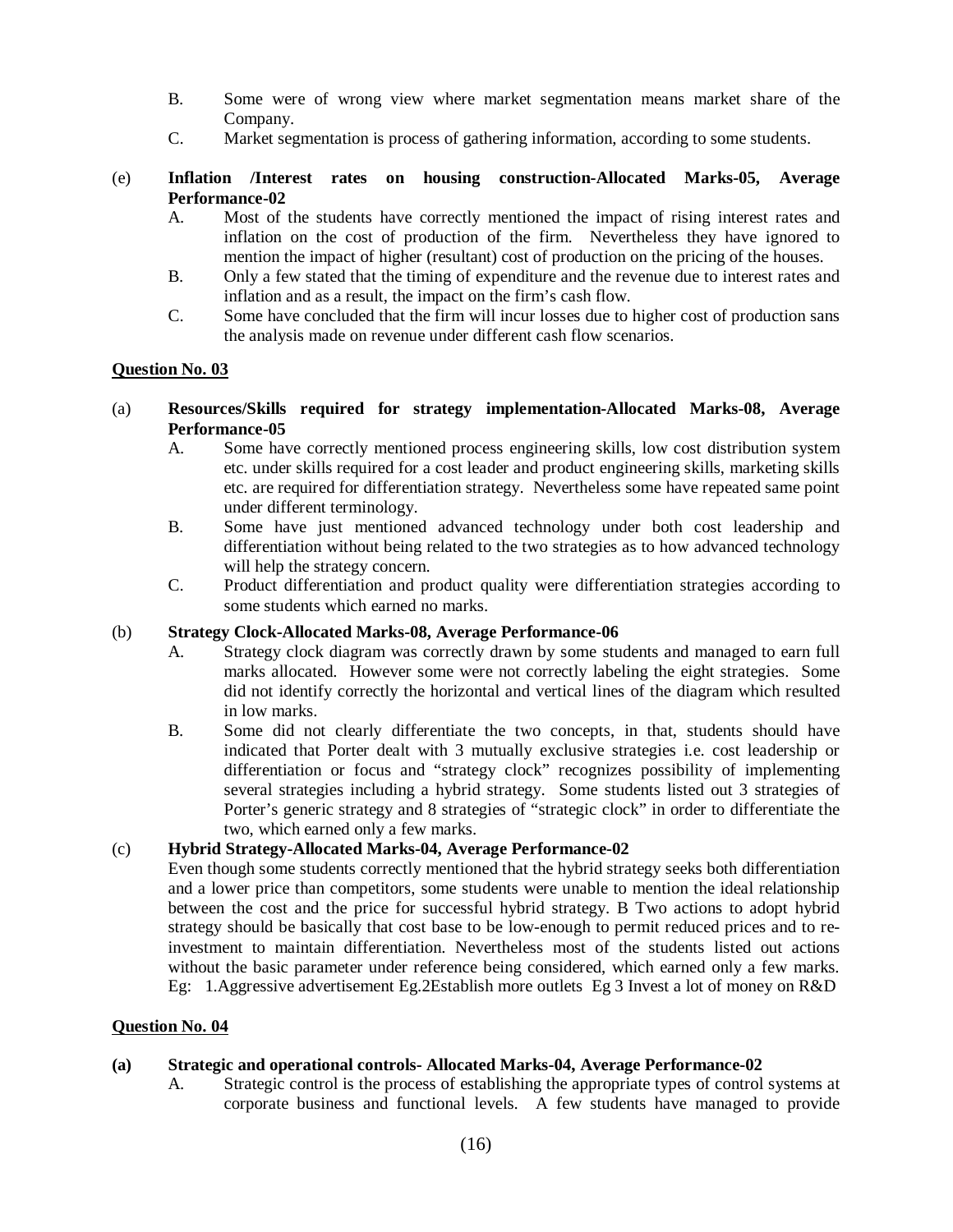B. Some were of wrong view where market segmentation means market share of the Company.

C. Market segmentation is process of gathering information, according to some students.

(e) **Inflation /Interest rates on housing construction-Allocated Marks-05, Average Performance-02**

A. Most of the students have correctly mentioned the impact of rising interest rates and inflation on the cost of production of the firm. Nevertheless they have ignored to mention the impact of higher (resultant) cost of production on the pricing of the houses.

B. Only a few stated that the timing of expenditure and the revenue due to interest rates and inflation and as a result, the impact on the firm's cash flow.

C. Some have concluded that the firm will incur losses due to higher cost of production sans the analysis made on revenue under different cash flow scenarios.

**Question No. 03**

(a) **Resources/Skills required for strategy implementation-Allocated Marks-08, Average Performance-05**

A. Some have correctly mentioned process engineering skills, low cost distribution system etc. under skills required for a cost leader and product engineering skills, marketing skills etc. are required for differentiation strategy. Nevertheless some have repeated same point under different terminology.

B. Some have just mentioned advanced technology under both cost leadership and differentiation without being related to the two strategies as to how advanced technology will help the strategy concern.

C. Product differentiation and product quality were differentiation strategies according to some students which earned no marks.

(b) **Strategy Clock-Allocated Marks-08, Average Performance-06**

A. Strategy clock diagram was correctly drawn by some students and managed to earn full marks allocated. However some were not correctly labeling the eight strategies. Some did not identify correctly the horizontal and vertical lines of the diagram which resulted in low marks.

B. Some did not clearly differentiate the two concepts, in that, students should have indicated that Porter dealt with 3 mutually exclusive strategies i.e. cost leadership or differentiation or focus and "strategy clock" recognizes possibility of implementing several strategies including a hybrid strategy. Some students listed out 3 strategies of Porter's generic strategy and 8 strategies of "strategic clock" in order to differentiate the two, which earned only a few marks.

(c) **Hybrid Strategy-Allocated Marks-04, Average Performance-02**

Even though some students correctly mentioned that the hybrid strategy seeks both differentiation and a lower price than competitors, some students were unable to mention the ideal relationship between the cost and the price for successful hybrid strategy. B Two actions to adopt hybrid strategy should be basically that cost base to be low-enough to permit reduced prices and to re-investment to maintain differentiation. Nevertheless most of the students listed out actions without the basic parameter under reference being considered, which earned only a few marks. Eg: 1.Aggressive advertisement Eg.2Establish more outlets Eg 3 Invest a lot of money on R&D

**Question No. 04**

**(a) Strategic and operational controls- Allocated Marks-04, Average Performance-02**

A. Strategic control is the process of establishing the appropriate types of control systems at corporate business and functional levels. A few students have managed to provide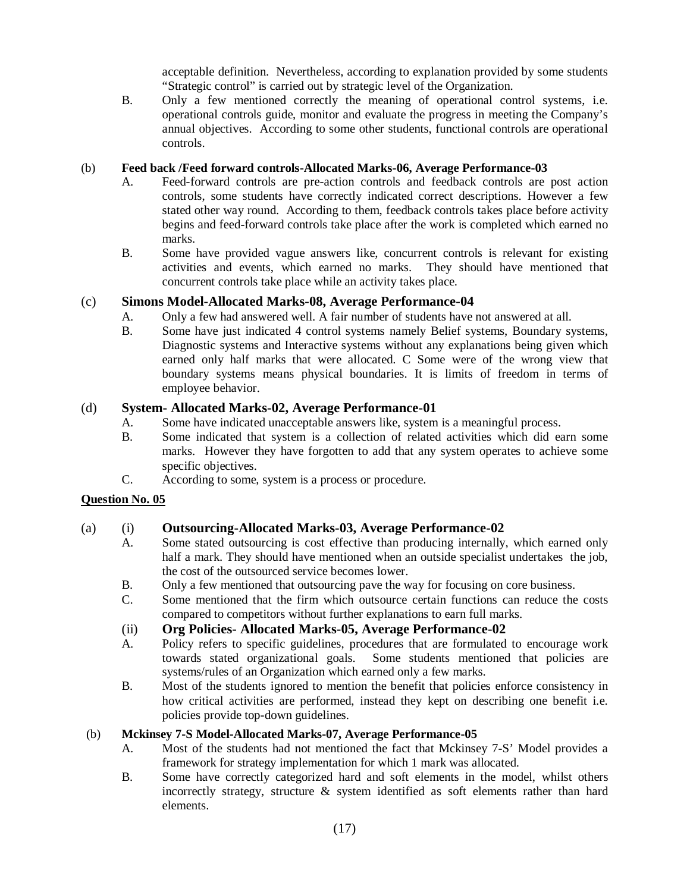acceptable definition. Nevertheless, according to explanation provided by some students "Strategic control" is carried out by strategic level of the Organization.

B. Only a few mentioned correctly the meaning of operational control systems, i.e. operational controls guide, monitor and evaluate the progress in meeting the Company's annual objectives. According to some other students, functional controls are operational controls.

(b) **Feed back /Feed forward controls-Allocated Marks-06, Average Performance-03**

A. Feed-forward controls are pre-action controls and feedback controls are post action controls, some students have correctly indicated correct descriptions. However a few stated other way round. According to them, feedback controls takes place before activity begins and feed-forward controls take place after the work is completed which earned no marks.

B. Some have provided vague answers like, concurrent controls is relevant for existing activities and events, which earned no marks. They should have mentioned that concurrent controls take place while an activity takes place.

(c) **Simons Model-Allocated Marks-08, Average Performance-04**

A. Only a few had answered well. A fair number of students have not answered at all.

B. Some have just indicated 4 control systems namely Belief systems, Boundary systems, Diagnostic systems and Interactive systems without any explanations being given which earned only half marks that were allocated. C Some were of the wrong view that boundary systems means physical boundaries. It is limits of freedom in terms of employee behavior.

(d) **System- Allocated Marks-02, Average Performance-01**

A. Some have indicated unacceptable answers like, system is a meaningful process.

B. Some indicated that system is a collection of related activities which did earn some marks. However they have forgotten to add that any system operates to achieve some specific objectives.

C. According to some, system is a process or procedure.

**Question No. 05**

(a) (i) **Outsourcing-Allocated Marks-03, Average Performance-02**

A. Some stated outsourcing is cost effective than producing internally, which earned only half a mark. They should have mentioned when an outside specialist undertakes the job, the cost of the outsourced service becomes lower.

B. Only a few mentioned that outsourcing pave the way for focusing on core business.

C. Some mentioned that the firm which outsource certain functions can reduce the costs compared to competitors without further explanations to earn full marks.

(ii) **Org Policies- Allocated Marks-05, Average Performance-02**

A. Policy refers to specific guidelines, procedures that are formulated to encourage work towards stated organizational goals. Some students mentioned that policies are systems/rules of an Organization which earned only a few marks.

B. Most of the students ignored to mention the benefit that policies enforce consistency in how critical activities are performed, instead they kept on describing one benefit i.e. policies provide top-down guidelines.

(b) **Mckinsey 7-S Model-Allocated Marks-07, Average Performance-05**

A. Most of the students had not mentioned the fact that Mckinsey 7-S' Model provides a framework for strategy implementation for which 1 mark was allocated.

B. Some have correctly categorized hard and soft elements in the model, whilst others incorrectly strategy, structure & system identified as soft elements rather than hard elements.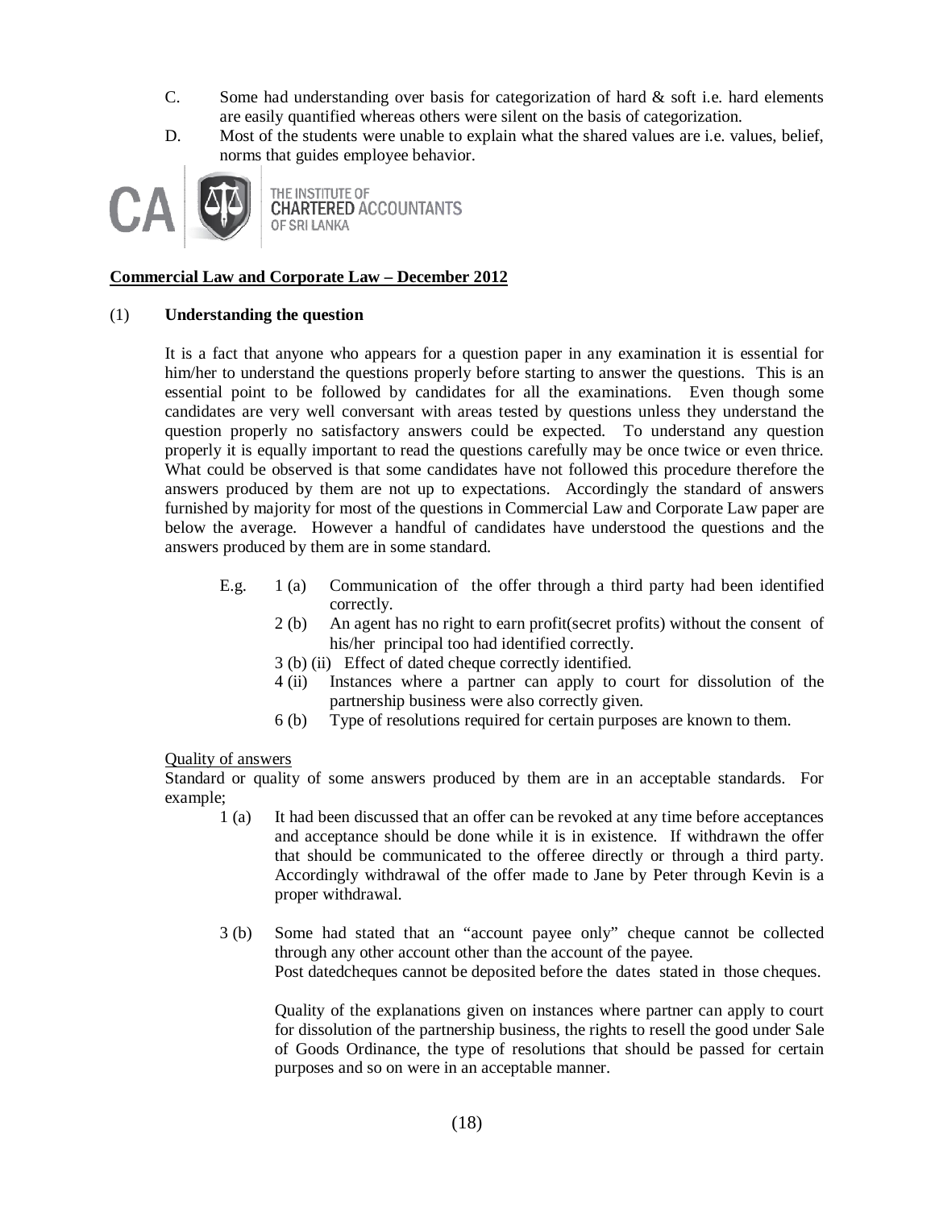C. Some had understanding over basis for categorization of hard & soft i.e. hard elements are easily quantified whereas others were silent on the basis of categorization.

D. Most of the students were unable to explain what the shared values are i.e. values, belief, norms that guides employee behavior.

THE INSTITUTE OF CHARTERED ACCOUNTANTS OF SRI LANKA

**Commercial Law and Corporate Law – December 2012**

(1) **Understanding the question**

It is a fact that anyone who appears for a question paper in any examination it is essential for him/her to understand the questions properly before starting to answer the questions. This is an essential point to be followed by candidates for all the examinations. Even though some candidates are very well conversant with areas tested by questions unless they understand the question properly no satisfactory answers could be expected. To understand any question properly it is equally important to read the questions carefully may be once twice or even thrice. What could be observed is that some candidates have not followed this procedure therefore the answers produced by them are not up to expectations. Accordingly the standard of answers furnished by majority for most of the questions in Commercial Law and Corporate Law paper are below the average. However a handful of candidates have understood the questions and the answers produced by them are in some standard.

E.g.
- 1 (a) Communication of the offer through a third party had been identified correctly.
- 2 (b) An agent has no right to earn profit(secret profits) without the consent of his/her principal too had identified correctly.
- 3 (b) (ii) Effect of dated cheque correctly identified.
- 4 (ii) Instances where a partner can apply to court for dissolution of the partnership business were also correctly given.
- 6 (b) Type of resolutions required for certain purposes are known to them.

Quality of answers

Standard or quality of some answers produced by them are in an acceptable standards. For example;

1 (a) It had been discussed that an offer can be revoked at any time before acceptances and acceptance should be done while it is in existence. If withdrawn the offer that should be communicated to the offeree directly or through a third party. Accordingly withdrawal of the offer made to Jane by Peter through Kevin is a proper withdrawal.

3 (b) Some had stated that an "account payee only" cheque cannot be collected through any other account other than the account of the payee.
Post datedcheques cannot be deposited before the dates stated in those cheques.

Quality of the explanations given on instances where partner can apply to court for dissolution of the partnership business, the rights to resell the good under Sale of Goods Ordinance, the type of resolutions that should be passed for certain purposes and so on were in an acceptable manner.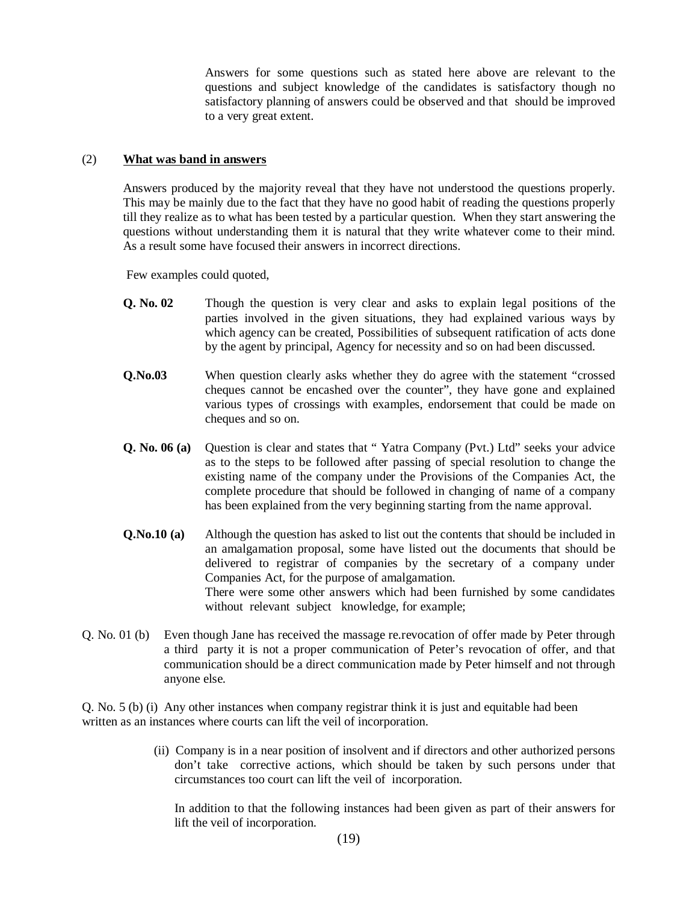Answers for some questions such as stated here above are relevant to the questions and subject knowledge of the candidates is satisfactory though no satisfactory planning of answers could be observed and that should be improved to a very great extent.

(2) **What was band in answers**

Answers produced by the majority reveal that they have not understood the questions properly. This may be mainly due to the fact that they have no good habit of reading the questions properly till they realize as to what has been tested by a particular question. When they start answering the questions without understanding them it is natural that they write whatever come to their mind. As a result some have focused their answers in incorrect directions.

Few examples could quoted,

**Q. No. 02** Though the question is very clear and asks to explain legal positions of the parties involved in the given situations, they had explained various ways by which agency can be created, Possibilities of subsequent ratification of acts done by the agent by principal, Agency for necessity and so on had been discussed.

**Q.No.03** When question clearly asks whether they do agree with the statement "crossed cheques cannot be encashed over the counter", they have gone and explained various types of crossings with examples, endorsement that could be made on cheques and so on.

**Q. No. 06 (a)** Question is clear and states that " Yatra Company (Pvt.) Ltd" seeks your advice as to the steps to be followed after passing of special resolution to change the existing name of the company under the Provisions of the Companies Act, the complete procedure that should be followed in changing of name of a company has been explained from the very beginning starting from the name approval.

**Q.No.10 (a)** Although the question has asked to list out the contents that should be included in an amalgamation proposal, some have listed out the documents that should be delivered to registrar of companies by the secretary of a company under Companies Act, for the purpose of amalgamation.
There were some other answers which had been furnished by some candidates without relevant subject knowledge, for example;

Q. No. 01 (b) Even though Jane has received the massage re.revocation of offer made by Peter through a third party it is not a proper communication of Peter's revocation of offer, and that communication should be a direct communication made by Peter himself and not through anyone else.

Q. No. 5 (b) (i) Any other instances when company registrar think it is just and equitable had been written as an instances where courts can lift the veil of incorporation.

(ii) Company is in a near position of insolvent and if directors and other authorized persons don't take corrective actions, which should be taken by such persons under that circumstances too court can lift the veil of incorporation.

In addition to that the following instances had been given as part of their answers for lift the veil of incorporation.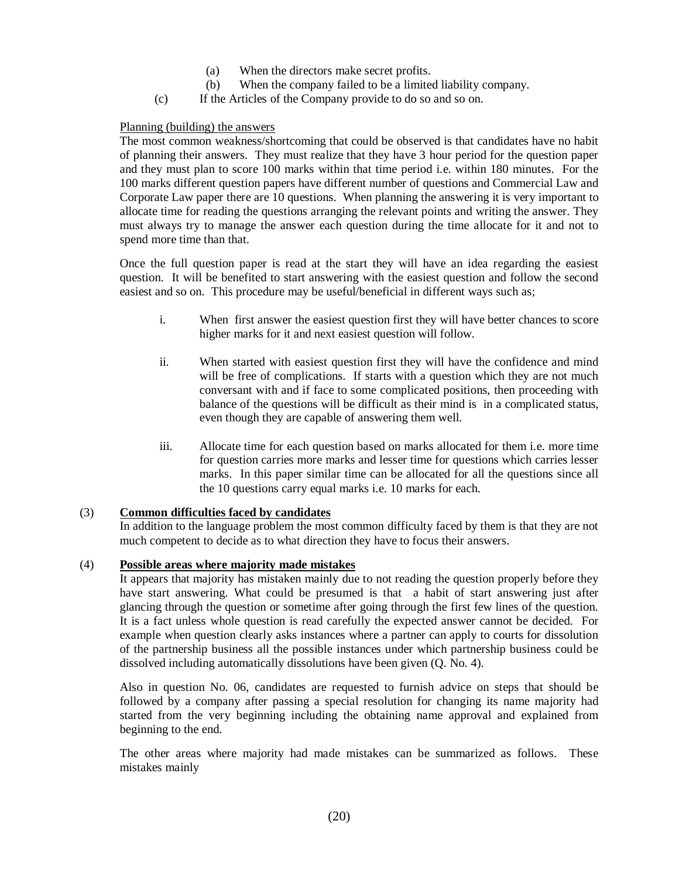(a) When the directors make secret profits.
(b) When the company failed to be a limited liability company.
(c) If the Articles of the Company provide to do so and so on.

Planning (building) the answers

The most common weakness/shortcoming that could be observed is that candidates have no habit of planning their answers. They must realize that they have 3 hour period for the question paper and they must plan to score 100 marks within that time period i.e. within 180 minutes. For the 100 marks different question papers have different number of questions and Commercial Law and Corporate Law paper there are 10 questions. When planning the answering it is very important to allocate time for reading the questions arranging the relevant points and writing the answer. They must always try to manage the answer each question during the time allocate for it and not to spend more time than that.

Once the full question paper is read at the start they will have an idea regarding the easiest question. It will be benefited to start answering with the easiest question and follow the second easiest and so on. This procedure may be useful/beneficial in different ways such as;

i. When first answer the easiest question first they will have better chances to score higher marks for it and next easiest question will follow.

ii. When started with easiest question first they will have the confidence and mind will be free of complications. If starts with a question which they are not much conversant with and if face to some complicated positions, then proceeding with balance of the questions will be difficult as their mind is in a complicated status, even though they are capable of answering them well.

iii. Allocate time for each question based on marks allocated for them i.e. more time for question carries more marks and lesser time for questions which carries lesser marks. In this paper similar time can be allocated for all the questions since all the 10 questions carry equal marks i.e. 10 marks for each.

(3) **Common difficulties faced by candidates**

In addition to the language problem the most common difficulty faced by them is that they are not much competent to decide as to what direction they have to focus their answers.

(4) **Possible areas where majority made mistakes**

It appears that majority has mistaken mainly due to not reading the question properly before they have start answering. What could be presumed is that a habit of start answering just after glancing through the question or sometime after going through the first few lines of the question. It is a fact unless whole question is read carefully the expected answer cannot be decided. For example when question clearly asks instances where a partner can apply to courts for dissolution of the partnership business all the possible instances under which partnership business could be dissolved including automatically dissolutions have been given (Q. No. 4).

Also in question No. 06, candidates are requested to furnish advice on steps that should be followed by a company after passing a special resolution for changing its name majority had started from the very beginning including the obtaining name approval and explained from beginning to the end.

The other areas where majority had made mistakes can be summarized as follows. These mistakes mainly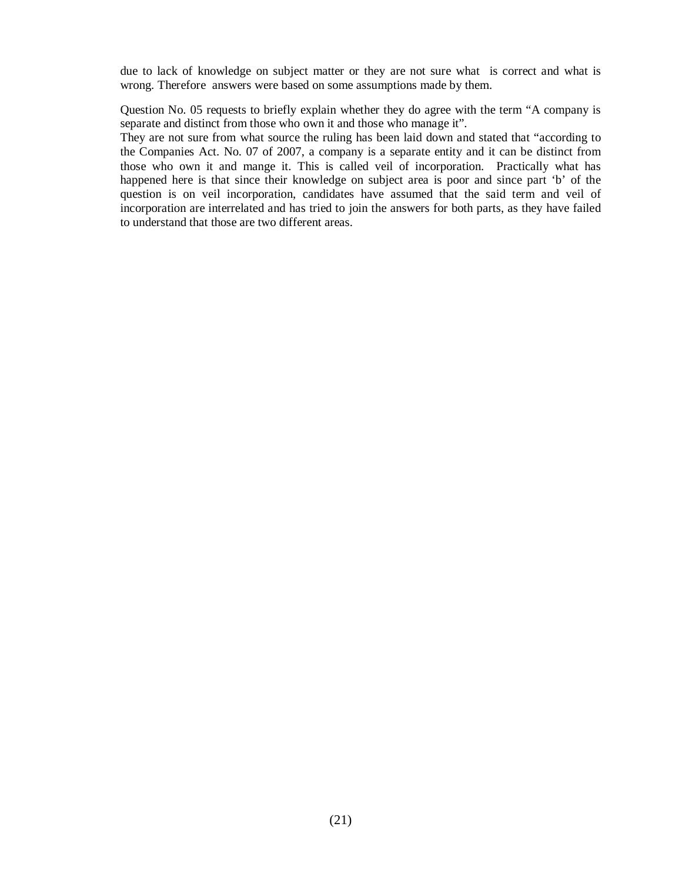due to lack of knowledge on subject matter or they are not sure what is correct and what is wrong. Therefore answers were based on some assumptions made by them.

Question No. 05 requests to briefly explain whether they do agree with the term "A company is separate and distinct from those who own it and those who manage it".
They are not sure from what source the ruling has been laid down and stated that "according to the Companies Act. No. 07 of 2007, a company is a separate entity and it can be distinct from those who own it and mange it. This is called veil of incorporation. Practically what has happened here is that since their knowledge on subject area is poor and since part 'b' of the question is on veil incorporation, candidates have assumed that the said term and veil of incorporation are interrelated and has tried to join the answers for both parts, as they have failed to understand that those are two different areas.